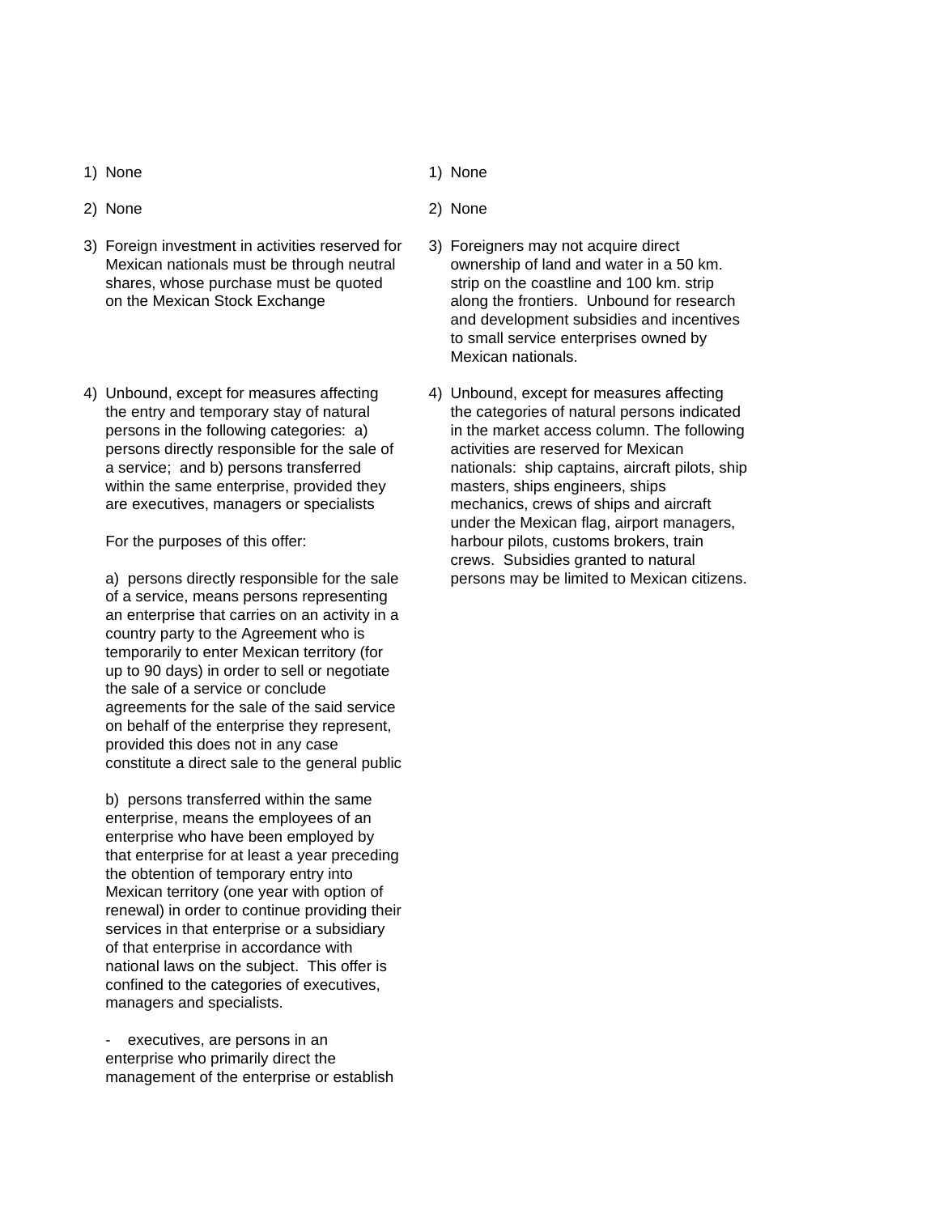| | |
|---|---|
| 1) None | 1) None |
| 2) None | 2) None |
| 3) Foreign investment in activities reserved for Mexican nationals must be through neutral shares, whose purchase must be quoted on the Mexican Stock Exchange | 3) Foreigners may not acquire direct ownership of land and water in a 50 km. strip on the coastline and 100 km. strip along the frontiers. Unbound for research and development subsidies and incentives to small service enterprises owned by Mexican nationals. |
| 4) Unbound, except for measures affecting the entry and temporary stay of natural persons in the following categories: a) persons directly responsible for the sale of a service; and b) persons transferred within the same enterprise, provided they are executives, managers or specialists<br><br>For the purposes of this offer:<br><br>a) persons directly responsible for the sale of a service, means persons representing an enterprise that carries on an activity in a country party to the Agreement who is temporarily to enter Mexican territory (for up to 90 days) in order to sell or negotiate the sale of a service or conclude agreements for the sale of the said service on behalf of the enterprise they represent, provided this does not in any case constitute a direct sale to the general public<br><br>b) persons transferred within the same enterprise, means the employees of an enterprise who have been employed by that enterprise for at least a year preceding the obtention of temporary entry into Mexican territory (one year with option of renewal) in order to continue providing their services in that enterprise or a subsidiary of that enterprise in accordance with national laws on the subject. This offer is confined to the categories of executives, managers and specialists.<br><br>- executives, are persons in an enterprise who primarily direct the management of the enterprise or establish | 4) Unbound, except for measures affecting the categories of natural persons indicated in the market access column. The following activities are reserved for Mexican nationals: ship captains, aircraft pilots, ship masters, ships engineers, ships mechanics, crews of ships and aircraft under the Mexican flag, airport managers, harbour pilots, customs brokers, train crews. Subsidies granted to natural persons may be limited to Mexican citizens. |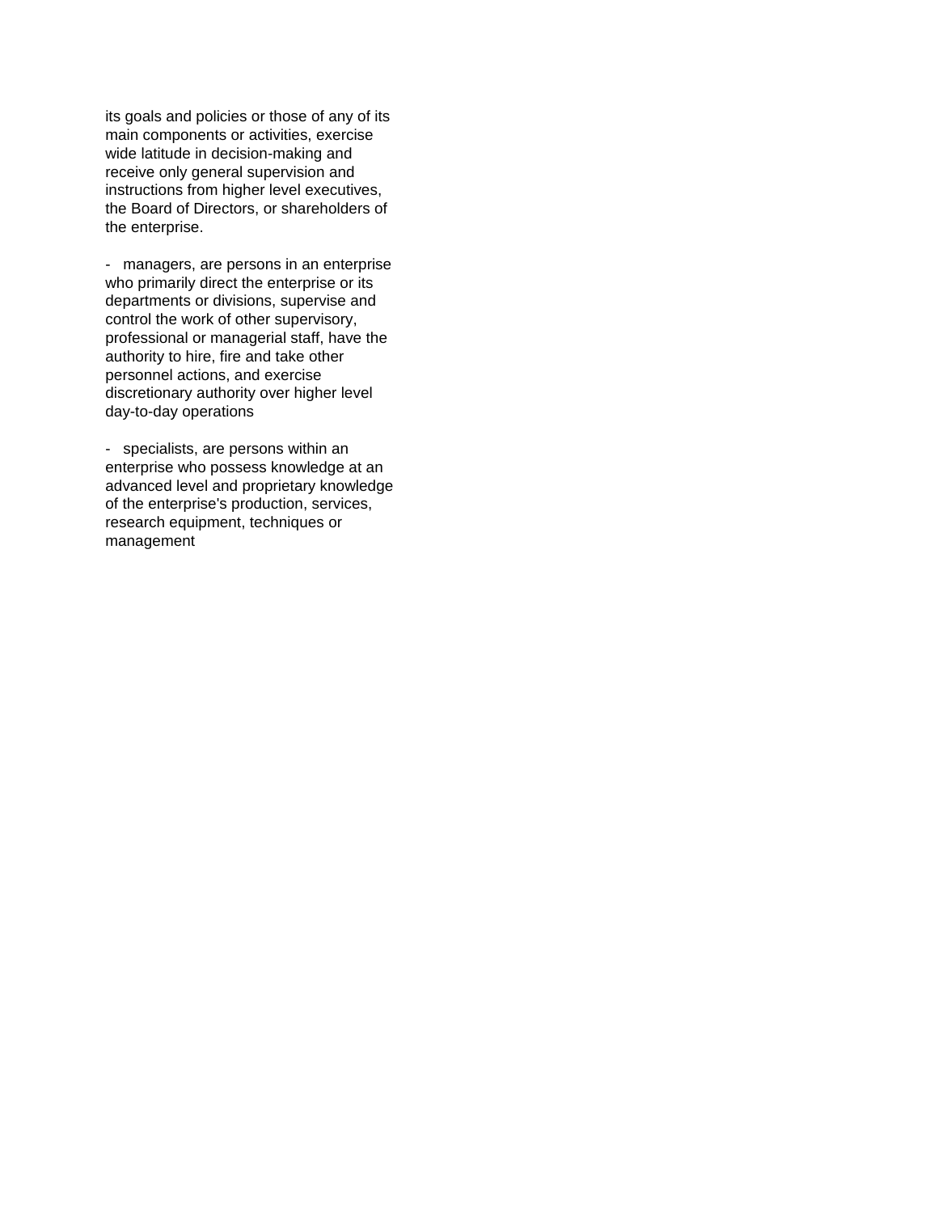its goals and policies or those of any of its main components or activities, exercise wide latitude in decision-making and receive only general supervision and instructions from higher level executives, the Board of Directors, or shareholders of the enterprise.

- managers, are persons in an enterprise who primarily direct the enterprise or its departments or divisions, supervise and control the work of other supervisory, professional or managerial staff, have the authority to hire, fire and take other personnel actions, and exercise discretionary authority over higher level day-to-day operations

- specialists, are persons within an enterprise who possess knowledge at an advanced level and proprietary knowledge of the enterprise's production, services, research equipment, techniques or management